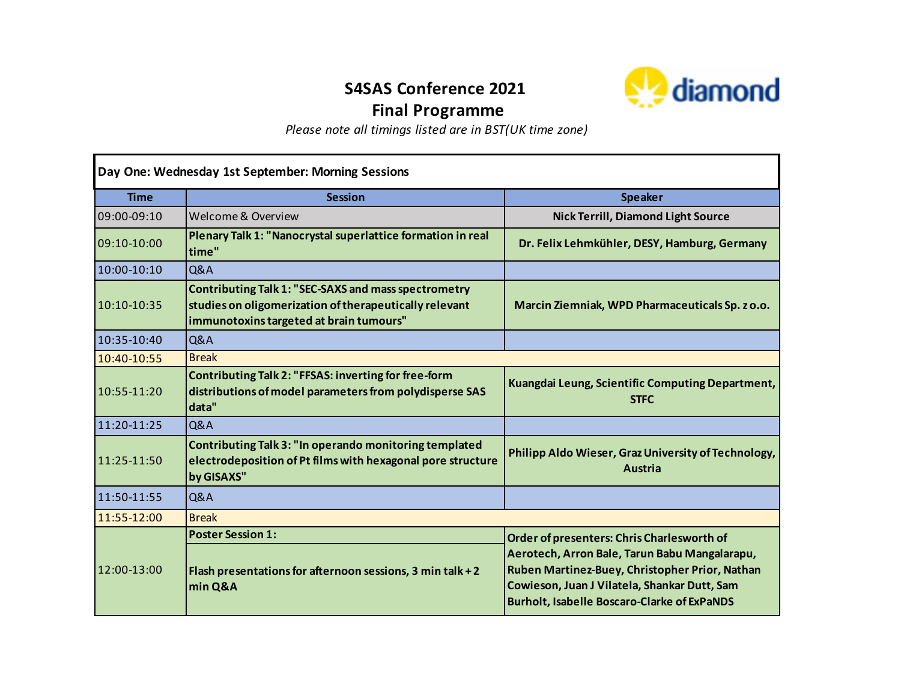# S4SAS Conference 2021

## Final Programme

*Please note all timings listed are in BST(UK time zone)*

| Day One: Wednesday 1st September: Morning Sessions | | |
|---|---|---|
| **Time** | **Session** | **Speaker** |
| 09:00-09:10 | Welcome & Overview | **Nick Terrill, Diamond Light Source** |
| 09:10-10:00 | **Plenary Talk 1: "Nanocrystal superlattice formation in real time"** | **Dr. Felix Lehmkühler, DESY, Hamburg, Germany** |
| 10:00-10:10 | Q&A | |
| 10:10-10:35 | **Contributing Talk 1: "SEC-SAXS and mass spectrometry studies on oligomerization of therapeutically relevant immunotoxins targeted at brain tumours"** | **Marcin Ziemniak, WPD Pharmaceuticals Sp. z o.o.** |
| 10:35-10:40 | Q&A | |
| 10:40-10:55 | Break | |
| 10:55-11:20 | **Contributing Talk 2: "FFSAS: inverting for free-form distributions of model parameters from polydisperse SAS data"** | **Kuangdai Leung, Scientific Computing Department, STFC** |
| 11:20-11:25 | Q&A | |
| 11:25-11:50 | **Contributing Talk 3: "In operando monitoring templated electrodeposition of Pt films with hexagonal pore structure by GISAXS"** | **Philipp Aldo Wieser, Graz University of Technology, Austria** |
| 11:50-11:55 | Q&A | |
| 11:55-12:00 | Break | |
| 12:00-13:00 | **Poster Session 1:** **Flash presentations for afternoon sessions, 3 min talk + 2 min Q&A** | **Order of presenters: Chris Charlesworth of Aerotech, Arron Bale, Tarun Babu Mangalarapu, Ruben Martinez-Buey, Christopher Prior, Nathan Cowieson, Juan J Vilatela, Shankar Dutt, Sam Burholt, Isabelle Boscaro-Clarke of ExPaNDS** |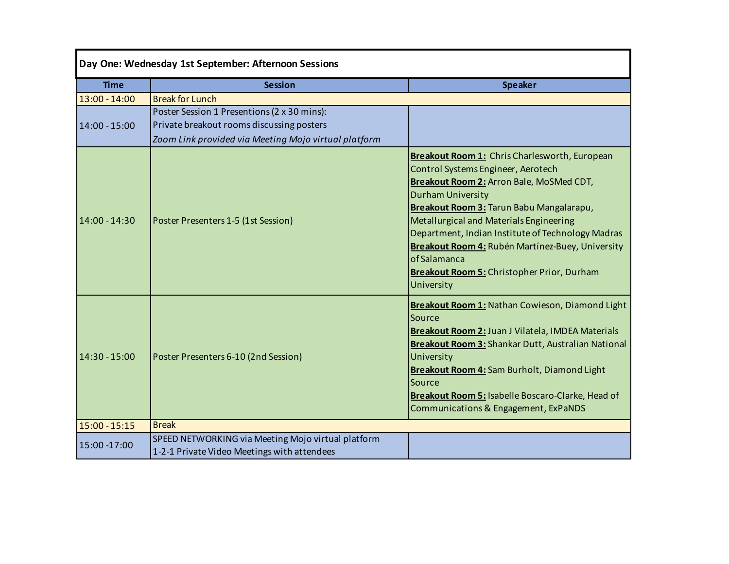| Day One: Wednesday 1st September: Afternoon Sessions | | |
|---|---|---|
| **Time** | **Session** | **Speaker** |
| 13:00 - 14:00 | Break for Lunch | |
| 14:00 - 15:00 | Poster Session 1 Presentions (2 x 30 mins):<br>Private breakout rooms discussing posters<br>*Zoom Link provided via Meeting Mojo virtual platform* | |
| 14:00 - 14:30 | Poster Presenters 1-5 (1st Session) | **Breakout Room 1:** Chris Charlesworth, European Control Systems Engineer, Aerotech<br>**Breakout Room 2:** Arron Bale, MoSMed CDT, Durham University<br>**Breakout Room 3:** Tarun Babu Mangalarapu, Metallurgical and Materials Engineering Department, Indian Institute of Technology Madras<br>**Breakout Room 4:** Rubén Martínez-Buey, University of Salamanca<br>**Breakout Room 5:** Christopher Prior, Durham University |
| 14:30 - 15:00 | Poster Presenters 6-10 (2nd Session) | **Breakout Room 1:** Nathan Cowieson, Diamond Light Source<br>**Breakout Room 2:** Juan J Vilatela, IMDEA Materials<br>**Breakout Room 3:** Shankar Dutt, Australian National University<br>**Breakout Room 4:** Sam Burholt, Diamond Light Source<br>**Breakout Room 5:** Isabelle Boscaro-Clarke, Head of Communications & Engagement, ExPaNDS |
| 15:00 - 15:15 | Break | |
| 15:00 -17:00 | SPEED NETWORKING via Meeting Mojo virtual platform<br>1-2-1 Private Video Meetings with attendees | |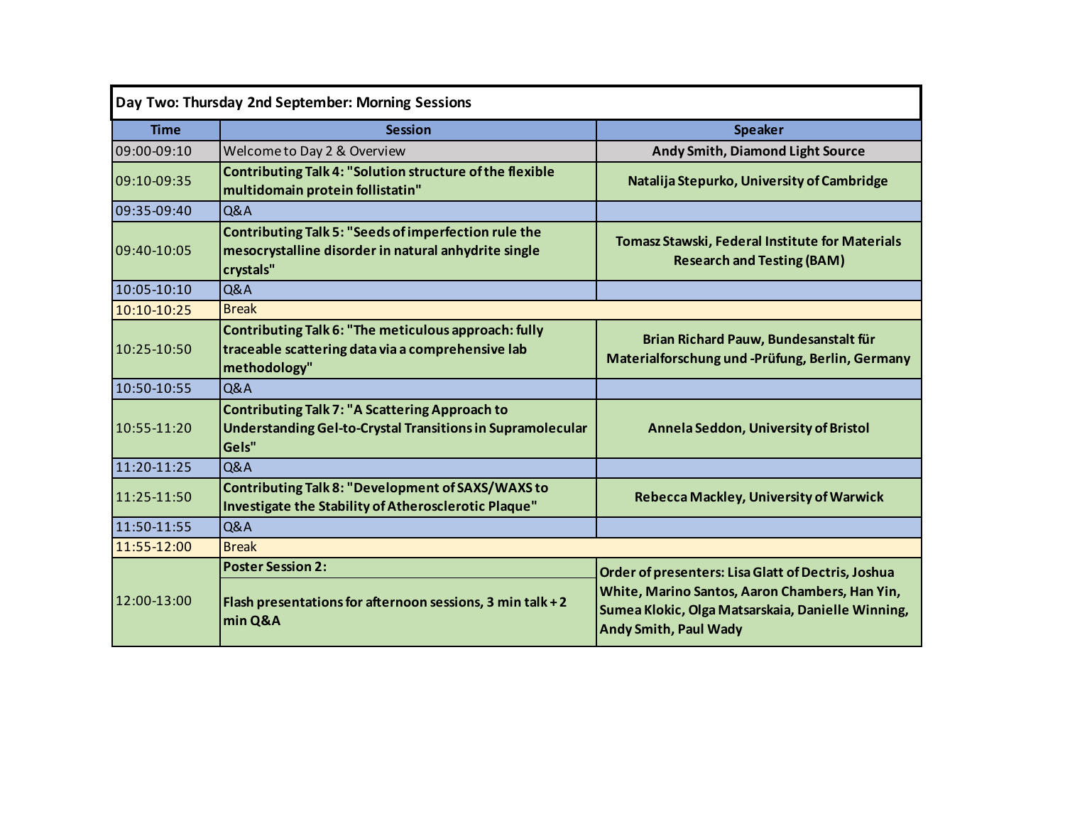## Day Two: Thursday 2nd September: Morning Sessions

| Time | Session | Speaker |
|---|---|---|
| 09:00-09:10 | Welcome to Day 2 & Overview | **Andy Smith, Diamond Light Source** |
| 09:10-09:35 | **Contributing Talk 4: "Solution structure of the flexible multidomain protein follistatin"** | **Natalija Stepurko, University of Cambridge** |
| 09:35-09:40 | Q&A | |
| 09:40-10:05 | **Contributing Talk 5: "Seeds of imperfection rule the mesocrystalline disorder in natural anhydrite single crystals"** | **Tomasz Stawski, Federal Institute for Materials Research and Testing (BAM)** |
| 10:05-10:10 | Q&A | |
| 10:10-10:25 | Break | |
| 10:25-10:50 | **Contributing Talk 6: "The meticulous approach: fully traceable scattering data via a comprehensive lab methodology"** | **Brian Richard Pauw, Bundesanstalt für Materialforschung und -Prüfung, Berlin, Germany** |
| 10:50-10:55 | Q&A | |
| 10:55-11:20 | **Contributing Talk 7: "A Scattering Approach to Understanding Gel-to-Crystal Transitions in Supramolecular Gels"** | **Annela Seddon, University of Bristol** |
| 11:20-11:25 | Q&A | |
| 11:25-11:50 | **Contributing Talk 8: "Development of SAXS/WAXS to Investigate the Stability of Atherosclerotic Plaque"** | **Rebecca Mackley, University of Warwick** |
| 11:50-11:55 | Q&A | |
| 11:55-12:00 | Break | |
| 12:00-13:00 | **Poster Session 2:** **Flash presentations for afternoon sessions, 3 min talk + 2 min Q&A** | **Order of presenters: Lisa Glatt of Dectris, Joshua White, Marino Santos, Aaron Chambers, Han Yin, Sumea Klokic, Olga Matsarskaia, Danielle Winning, Andy Smith, Paul Wady** |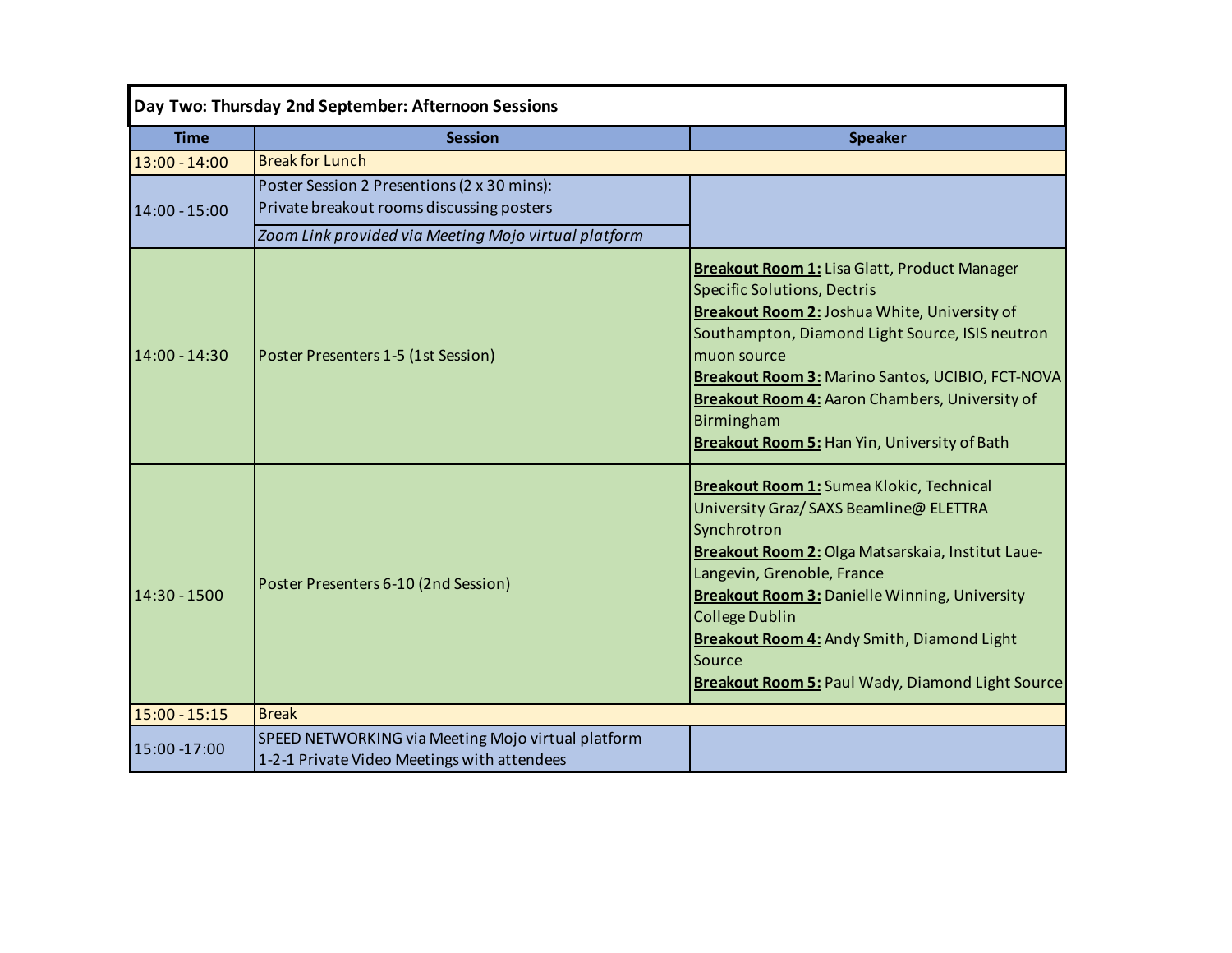| Day Two: Thursday 2nd September: Afternoon Sessions | | |
|---|---|---|
| **Time** | **Session** | **Speaker** |
| 13:00 - 14:00 | Break for Lunch | |
| 14:00 - 15:00 | Poster Session 2 Presentions (2 x 30 mins):<br>Private breakout rooms discussing posters<br>*Zoom Link provided via Meeting Mojo virtual platform* | |
| 14:00 - 14:30 | Poster Presenters 1-5 (1st Session) | **Breakout Room 1:** Lisa Glatt, Product Manager Specific Solutions, Dectris<br>**Breakout Room 2:** Joshua White, University of Southampton, Diamond Light Source, ISIS neutron muon source<br>**Breakout Room 3:** Marino Santos, UCIBIO, FCT-NOVA<br>**Breakout Room 4:** Aaron Chambers, University of Birmingham<br>**Breakout Room 5:** Han Yin, University of Bath |
| 14:30 - 1500 | Poster Presenters 6-10 (2nd Session) | **Breakout Room 1:** Sumea Klokic, Technical University Graz/ SAXS Beamline@ ELETTRA Synchrotron<br>**Breakout Room 2:** Olga Matsarskaia, Institut Laue-Langevin, Grenoble, France<br>**Breakout Room 3:** Danielle Winning, University College Dublin<br>**Breakout Room 4:** Andy Smith, Diamond Light Source<br>**Breakout Room 5:** Paul Wady, Diamond Light Source |
| 15:00 - 15:15 | Break | |
| 15:00 -17:00 | SPEED NETWORKING via Meeting Mojo virtual platform<br>1-2-1 Private Video Meetings with attendees | |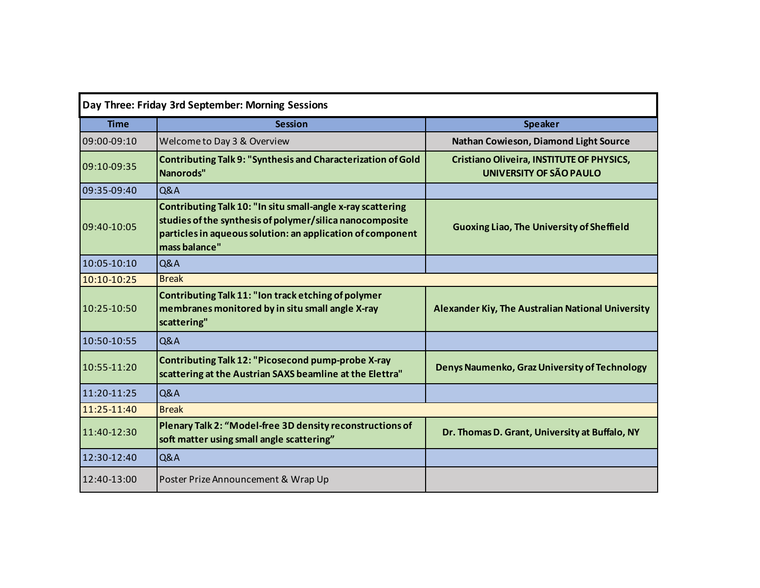| Day Three: Friday 3rd September: Morning Sessions | | |
|---|---|---|
| **Time** | **Session** | **Speaker** |
| 09:00-09:10 | Welcome to Day 3 & Overview | **Nathan Cowieson, Diamond Light Source** |
| 09:10-09:35 | **Contributing Talk 9: "Synthesis and Characterization of Gold Nanorods"** | **Cristiano Oliveira, INSTITUTE OF PHYSICS, UNIVERSITY OF SÃO PAULO** |
| 09:35-09:40 | Q&A | |
| 09:40-10:05 | **Contributing Talk 10: "In situ small-angle x-ray scattering studies of the synthesis of polymer/silica nanocomposite particles in aqueous solution: an application of component mass balance"** | **Guoxing Liao, The University of Sheffield** |
| 10:05-10:10 | Q&A | |
| 10:10-10:25 | Break | |
| 10:25-10:50 | **Contributing Talk 11: "Ion track etching of polymer membranes monitored by in situ small angle X-ray scattering"** | **Alexander Kiy, The Australian National University** |
| 10:50-10:55 | Q&A | |
| 10:55-11:20 | **Contributing Talk 12: "Picosecond pump-probe X-ray scattering at the Austrian SAXS beamline at the Elettra"** | **Denys Naumenko, Graz University of Technology** |
| 11:20-11:25 | Q&A | |
| 11:25-11:40 | Break | |
| 11:40-12:30 | **Plenary Talk 2: "Model-free 3D density reconstructions of soft matter using small angle scattering"** | **Dr. Thomas D. Grant, University at Buffalo, NY** |
| 12:30-12:40 | Q&A | |
| 12:40-13:00 | Poster Prize Announcement & Wrap Up | |